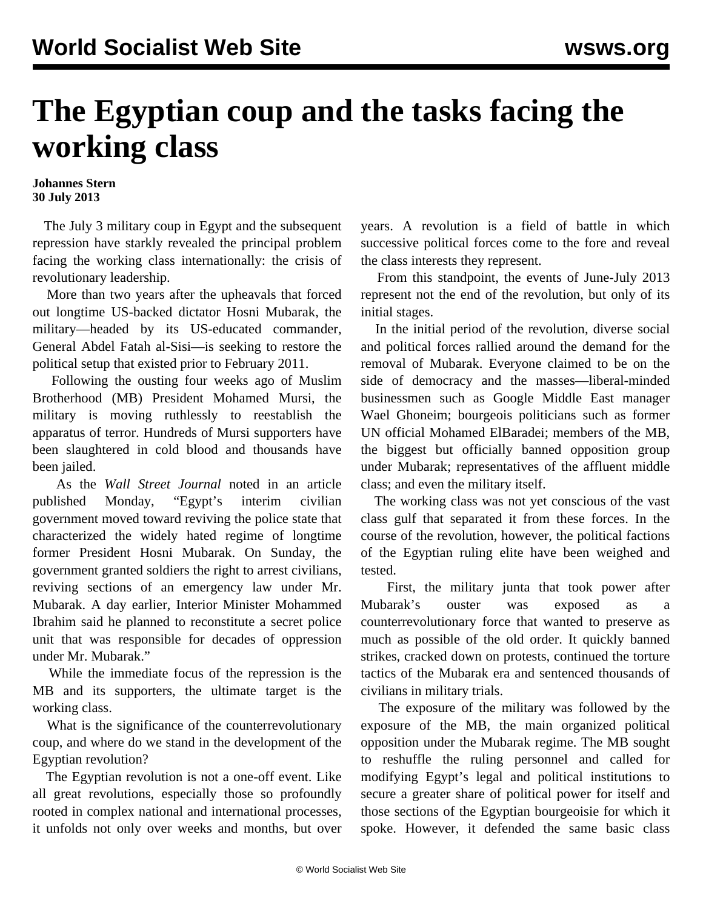# The Egyptian coup and the tasks facing the working class

**Johannes Stern**
**30 July 2013**

The July 3 military coup in Egypt and the subsequent repression have starkly revealed the principal problem facing the working class internationally: the crisis of revolutionary leadership.

More than two years after the upheavals that forced out longtime US-backed dictator Hosni Mubarak, the military—headed by its US-educated commander, General Abdel Fatah al-Sisi—is seeking to restore the political setup that existed prior to February 2011.

Following the ousting four weeks ago of Muslim Brotherhood (MB) President Mohamed Mursi, the military is moving ruthlessly to reestablish the apparatus of terror. Hundreds of Mursi supporters have been slaughtered in cold blood and thousands have been jailed.

As the *Wall Street Journal* noted in an article published Monday, "Egypt's interim civilian government moved toward reviving the police state that characterized the widely hated regime of longtime former President Hosni Mubarak. On Sunday, the government granted soldiers the right to arrest civilians, reviving sections of an emergency law under Mr. Mubarak. A day earlier, Interior Minister Mohammed Ibrahim said he planned to reconstitute a secret police unit that was responsible for decades of oppression under Mr. Mubarak."

While the immediate focus of the repression is the MB and its supporters, the ultimate target is the working class.

What is the significance of the counterrevolutionary coup, and where do we stand in the development of the Egyptian revolution?

The Egyptian revolution is not a one-off event. Like all great revolutions, especially those so profoundly rooted in complex national and international processes, it unfolds not only over weeks and months, but over years. A revolution is a field of battle in which successive political forces come to the fore and reveal the class interests they represent.

From this standpoint, the events of June-July 2013 represent not the end of the revolution, but only of its initial stages.

In the initial period of the revolution, diverse social and political forces rallied around the demand for the removal of Mubarak. Everyone claimed to be on the side of democracy and the masses—liberal-minded businessmen such as Google Middle East manager Wael Ghoneim; bourgeois politicians such as former UN official Mohamed ElBaradei; members of the MB, the biggest but officially banned opposition group under Mubarak; representatives of the affluent middle class; and even the military itself.

The working class was not yet conscious of the vast class gulf that separated it from these forces. In the course of the revolution, however, the political factions of the Egyptian ruling elite have been weighed and tested.

First, the military junta that took power after Mubarak's ouster was exposed as a counterrevolutionary force that wanted to preserve as much as possible of the old order. It quickly banned strikes, cracked down on protests, continued the torture tactics of the Mubarak era and sentenced thousands of civilians in military trials.

The exposure of the military was followed by the exposure of the MB, the main organized political opposition under the Mubarak regime. The MB sought to reshuffle the ruling personnel and called for modifying Egypt's legal and political institutions to secure a greater share of political power for itself and those sections of the Egyptian bourgeoisie for which it spoke. However, it defended the same basic class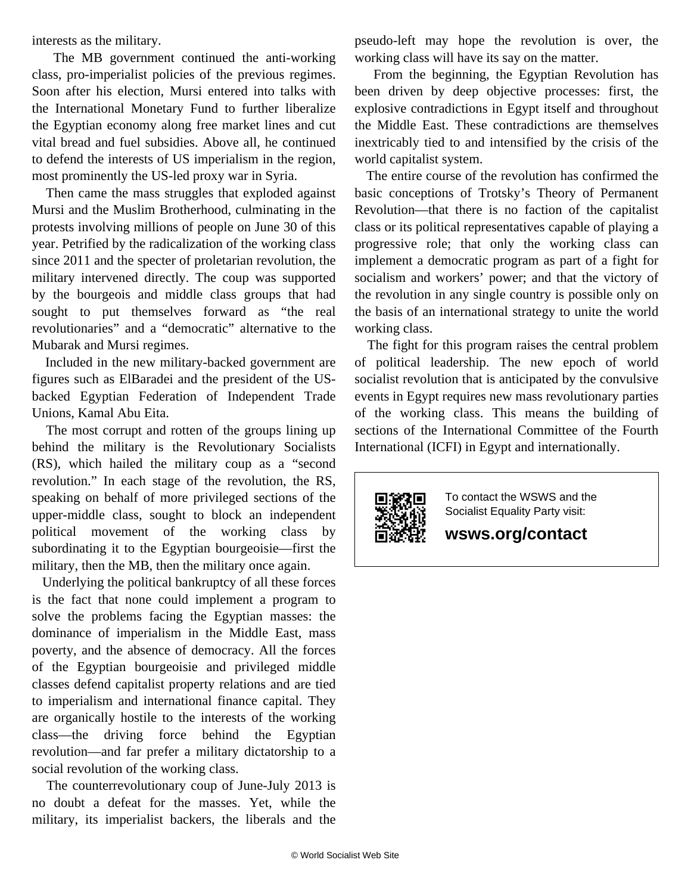interests as the military.

The MB government continued the anti-working class, pro-imperialist policies of the previous regimes. Soon after his election, Mursi entered into talks with the International Monetary Fund to further liberalize the Egyptian economy along free market lines and cut vital bread and fuel subsidies. Above all, he continued to defend the interests of US imperialism in the region, most prominently the US-led proxy war in Syria.

Then came the mass struggles that exploded against Mursi and the Muslim Brotherhood, culminating in the protests involving millions of people on June 30 of this year. Petrified by the radicalization of the working class since 2011 and the specter of proletarian revolution, the military intervened directly. The coup was supported by the bourgeois and middle class groups that had sought to put themselves forward as “the real revolutionaries” and a “democratic” alternative to the Mubarak and Mursi regimes.

Included in the new military-backed government are figures such as ElBaradei and the president of the US-backed Egyptian Federation of Independent Trade Unions, Kamal Abu Eita.

The most corrupt and rotten of the groups lining up behind the military is the Revolutionary Socialists (RS), which hailed the military coup as a “second revolution.” In each stage of the revolution, the RS, speaking on behalf of more privileged sections of the upper-middle class, sought to block an independent political movement of the working class by subordinating it to the Egyptian bourgeoisie—first the military, then the MB, then the military once again.

Underlying the political bankruptcy of all these forces is the fact that none could implement a program to solve the problems facing the Egyptian masses: the dominance of imperialism in the Middle East, mass poverty, and the absence of democracy. All the forces of the Egyptian bourgeoisie and privileged middle classes defend capitalist property relations and are tied to imperialism and international finance capital. They are organically hostile to the interests of the working class—the driving force behind the Egyptian revolution—and far prefer a military dictatorship to a social revolution of the working class.

The counterrevolutionary coup of June-July 2013 is no doubt a defeat for the masses. Yet, while the military, its imperialist backers, the liberals and the pseudo-left may hope the revolution is over, the working class will have its say on the matter.

From the beginning, the Egyptian Revolution has been driven by deep objective processes: first, the explosive contradictions in Egypt itself and throughout the Middle East. These contradictions are themselves inextricably tied to and intensified by the crisis of the world capitalist system.

The entire course of the revolution has confirmed the basic conceptions of Trotsky’s Theory of Permanent Revolution—that there is no faction of the capitalist class or its political representatives capable of playing a progressive role; that only the working class can implement a democratic program as part of a fight for socialism and workers’ power; and that the victory of the revolution in any single country is possible only on the basis of an international strategy to unite the world working class.

The fight for this program raises the central problem of political leadership. The new epoch of world socialist revolution that is anticipated by the convulsive events in Egypt requires new mass revolutionary parties of the working class. This means the building of sections of the International Committee of the Fourth International (ICFI) in Egypt and internationally.

To contact the WSWS and the Socialist Equality Party visit:

**wsws.org/contact**